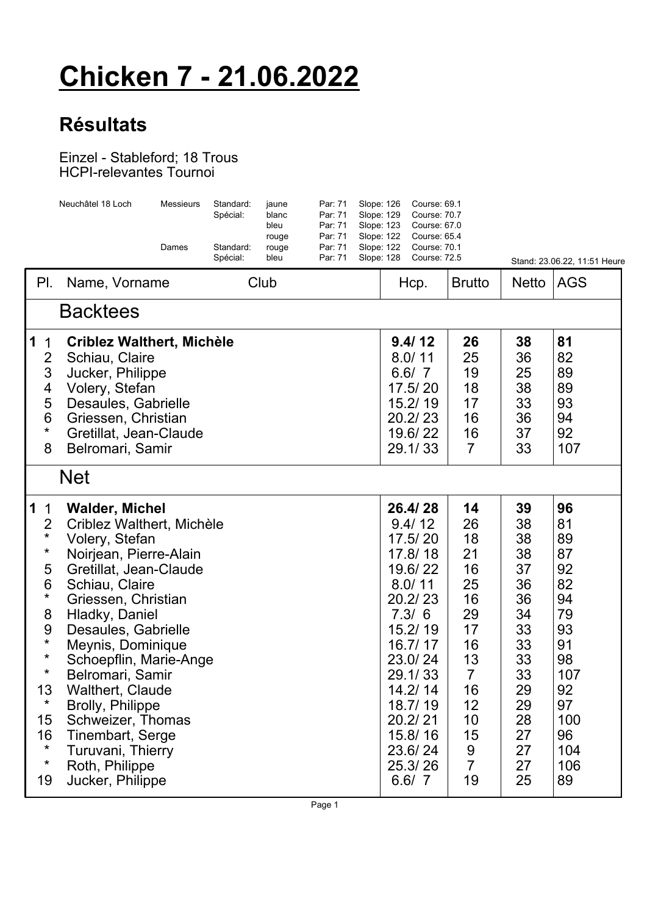# Chicken 7 - 21.06.2022

## Résultats

Einzel - Stableford; 18 Trous
HCPI-relevantes Tournoi

| Neuchâtel 18 Loch | Messieurs | Standard: | jaune | Par: 71 | Slope: 126 | Course: 69.1 |
|---|---|---|---|---|---|---|
| | | Spécial: | blanc | Par: 71 | Slope: 129 | Course: 70.7 |
| | | | bleu | Par: 71 | Slope: 123 | Course: 67.0 |
| | | | rouge | Par: 71 | Slope: 122 | Course: 65.4 |
| | Dames | Standard: | rouge | Par: 71 | Slope: 122 | Course: 70.1 |
| | | Spécial: | bleu | Par: 71 | Slope: 128 | Course: 72.5 |

Stand: 23.06.22, 11:51 Heure

| Pl. | Name, Vorname | Club | Hcp. | Brutto | Netto | AGS |
|---|---|---|---|---|---|---|
| | **Backtees** | | | | | |
| **1** 1 | **Criblez Walthert, Michèle** | | **9.4/ 12** | **26** | **38** | **81** |
| 2 | Schiau, Claire | | 8.0/ 11 | 25 | 36 | 82 |
| 3 | Jucker, Philippe | | 6.6/ 7 | 19 | 25 | 89 |
| 4 | Volery, Stefan | | 17.5/ 20 | 18 | 38 | 89 |
| 5 | Desaules, Gabrielle | | 15.2/ 19 | 17 | 33 | 93 |
| 6 | Griessen, Christian | | 20.2/ 23 | 16 | 36 | 94 |
| * | Gretillat, Jean-Claude | | 19.6/ 22 | 16 | 37 | 92 |
| 8 | Belromari, Samir | | 29.1/ 33 | 7 | 33 | 107 |
| | **Net** | | | | | |
| **1** 1 | **Walder, Michel** | | **26.4/ 28** | **14** | **39** | **96** |
| 2 | Criblez Walthert, Michèle | | 9.4/ 12 | 26 | 38 | 81 |
| * | Volery, Stefan | | 17.5/ 20 | 18 | 38 | 89 |
| * | Noirjean, Pierre-Alain | | 17.8/ 18 | 21 | 38 | 87 |
| 5 | Gretillat, Jean-Claude | | 19.6/ 22 | 16 | 37 | 92 |
| 6 | Schiau, Claire | | 8.0/ 11 | 25 | 36 | 82 |
| * | Griessen, Christian | | 20.2/ 23 | 16 | 36 | 94 |
| 8 | Hladky, Daniel | | 7.3/ 6 | 29 | 34 | 79 |
| 9 | Desaules, Gabrielle | | 15.2/ 19 | 17 | 33 | 93 |
| * | Meynis, Dominique | | 16.7/ 17 | 16 | 33 | 91 |
| * | Schoepflin, Marie-Ange | | 23.0/ 24 | 13 | 33 | 98 |
| * | Belromari, Samir | | 29.1/ 33 | 7 | 33 | 107 |
| 13 | Walthert, Claude | | 14.2/ 14 | 16 | 29 | 92 |
| * | Brolly, Philippe | | 18.7/ 19 | 12 | 29 | 97 |
| 15 | Schweizer, Thomas | | 20.2/ 21 | 10 | 28 | 100 |
| 16 | Tinembart, Serge | | 15.8/ 16 | 15 | 27 | 96 |
| * | Turuvani, Thierry | | 23.6/ 24 | 9 | 27 | 104 |
| * | Roth, Philippe | | 25.3/ 26 | 7 | 27 | 106 |
| 19 | Jucker, Philippe | | 6.6/ 7 | 19 | 25 | 89 |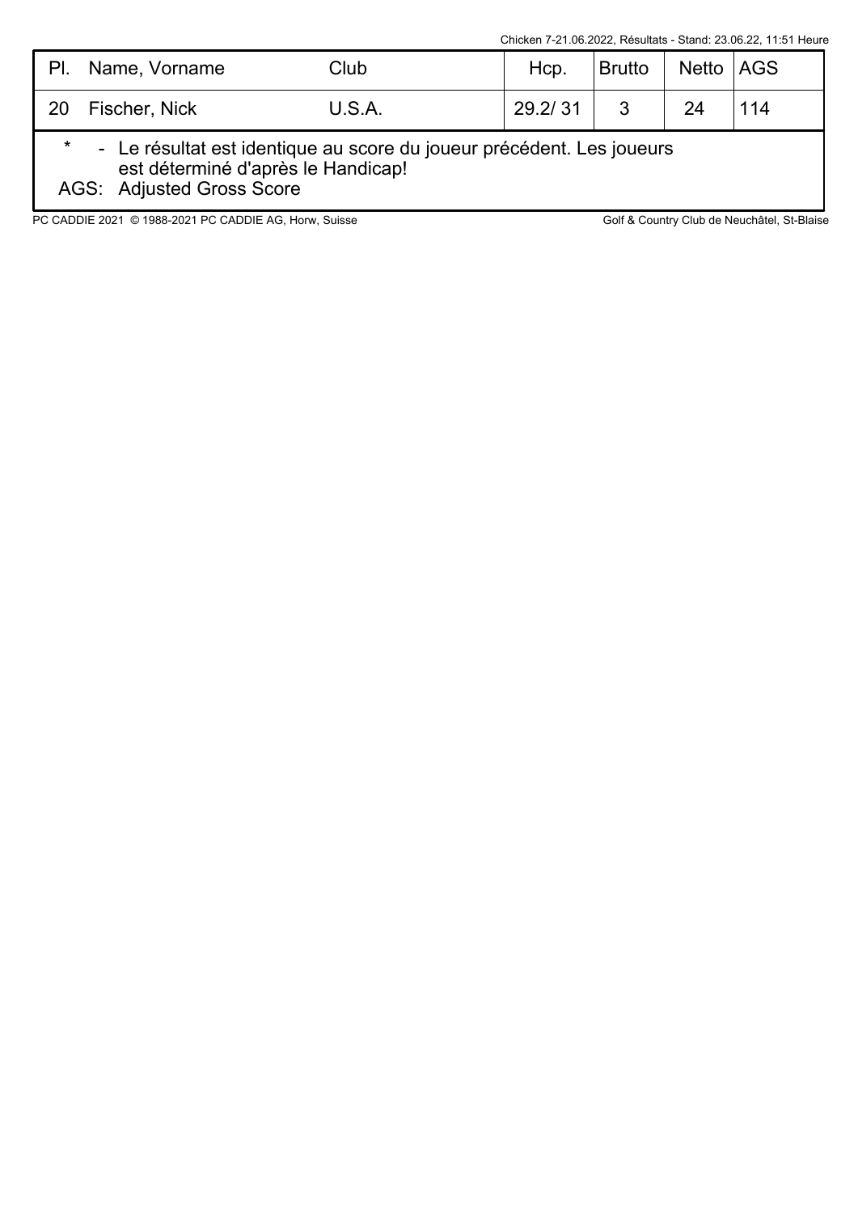| Pl. | Name, Vorname | Club | Hcp. | Brutto | Netto | AGS |
| --- | --- | --- | --- | --- | --- | --- |
| 20 | Fischer, Nick | U.S.A. | 29.2/ 31 | 3 | 24 | 114 |

\* - Le résultat est identique au score du joueur précédent. Les joueurs est déterminé d'après le Handicap!

AGS: Adjusted Gross Score